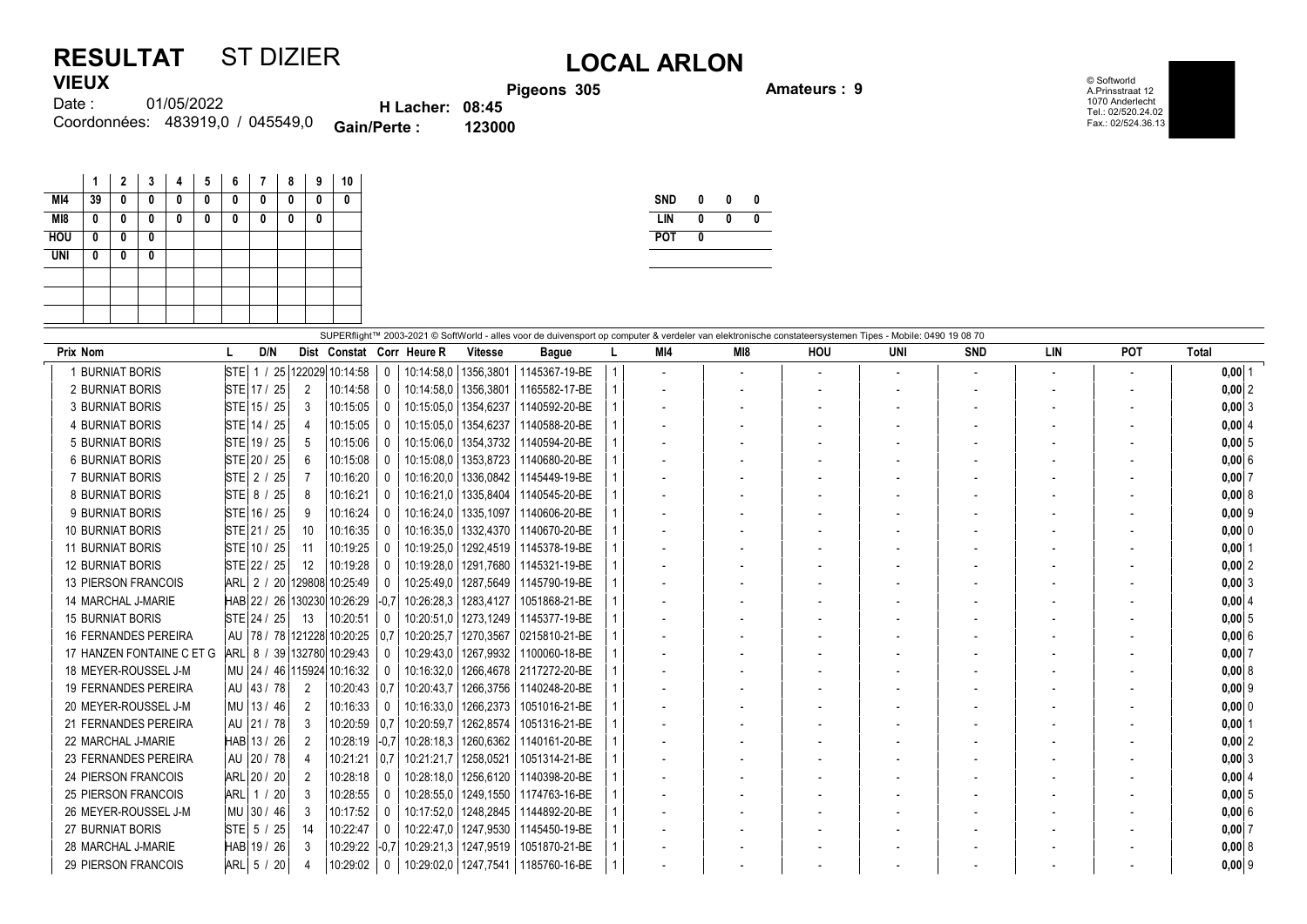# RESULTAT ST DIZIER

## LOCAL ARLON

**VIEUX**

Date : 01/05/2022

Coordonnées: 483919,0 / 045549,0

**H Lacher: 08:45**

**Gain/Perte : 123000**

**Pigeons 305**

**Amateurs : 9**

© Softworld
A.Prinsstraat 12
1070 Anderlecht
Tel.: 02/520.24.02
Fax.: 02/524.36.13

| | 1 | 2 | 3 | 4 | 5 | 6 | 7 | 8 | 9 | 10 |
|---|---|---|---|---|---|---|---|---|---|---|
| MI4 | 39 | 0 | 0 | 0 | 0 | 0 | 0 | 0 | 0 | 0 |
| MI8 | 0 | 0 | 0 | 0 | 0 | 0 | 0 | 0 | 0 | |
| HOU | 0 | 0 | 0 | | | | | | | |
| UNI | 0 | 0 | 0 | | | | | | | |

| | | | |
|---|---|---|---|
| SND | 0 | 0 | 0 |
| LIN | 0 | 0 | 0 |
| POT | 0 | | |

SUPERflight™ 2003-2021 © SoftWorld - alles voor de duivensport op computer & verdeler van elektronische constateersystemen Tipes - Mobile: 0490 19 08 70

| Prix | Nom | L | D/N | Dist | Constat | Corr | Heure R | Vitesse | Bague | L | MI4 | MI8 | HOU | UNI | SND | LIN | POT | Total |
|---|---|---|---|---|---|---|---|---|---|---|---|---|---|---|---|---|---|---|
| 1 | BURNIAT BORIS | STE | 1 / 25 | 122029 | 10:14:58 | 0 | 10:14:58,0 | 1356,3801 | 1145367-19-BE | 1 | - | - | - | - | - | - | - | 0,00 1 |
| 2 | BURNIAT BORIS | STE | 17 / 25 | 2 | 10:14:58 | 0 | 10:14:58,0 | 1356,3801 | 1165582-17-BE | 1 | - | - | - | - | - | - | - | 0,00 2 |
| 3 | BURNIAT BORIS | STE | 15 / 25 | 3 | 10:15:05 | 0 | 10:15:05,0 | 1354,6237 | 1140592-20-BE | 1 | - | - | - | - | - | - | - | 0,00 3 |
| 4 | BURNIAT BORIS | STE | 14 / 25 | 4 | 10:15:05 | 0 | 10:15:05,0 | 1354,6237 | 1140588-20-BE | 1 | - | - | - | - | - | - | - | 0,00 4 |
| 5 | BURNIAT BORIS | STE | 19 / 25 | 5 | 10:15:06 | 0 | 10:15:06,0 | 1354,3732 | 1140594-20-BE | 1 | - | - | - | - | - | - | - | 0,00 5 |
| 6 | BURNIAT BORIS | STE | 20 / 25 | 6 | 10:15:08 | 0 | 10:15:08,0 | 1353,8723 | 1140680-20-BE | 1 | - | - | - | - | - | - | - | 0,00 6 |
| 7 | BURNIAT BORIS | STE | 2 / 25 | 7 | 10:16:20 | 0 | 10:16:20,0 | 1336,0842 | 1145449-19-BE | 1 | - | - | - | - | - | - | - | 0,00 7 |
| 8 | BURNIAT BORIS | STE | 8 / 25 | 8 | 10:16:21 | 0 | 10:16:21,0 | 1335,8404 | 1140545-20-BE | 1 | - | - | - | - | - | - | - | 0,00 8 |
| 9 | BURNIAT BORIS | STE | 16 / 25 | 9 | 10:16:24 | 0 | 10:16:24,0 | 1335,1097 | 1140606-20-BE | 1 | - | - | - | - | - | - | - | 0,00 9 |
| 10 | BURNIAT BORIS | STE | 21 / 25 | 10 | 10:16:35 | 0 | 10:16:35,0 | 1332,4370 | 1140670-20-BE | 1 | - | - | - | - | - | - | - | 0,00 0 |
| 11 | BURNIAT BORIS | STE | 10 / 25 | 11 | 10:19:25 | 0 | 10:19:25,0 | 1292,4519 | 1145378-19-BE | 1 | - | - | - | - | - | - | - | 0,00 1 |
| 12 | BURNIAT BORIS | STE | 22 / 25 | 12 | 10:19:28 | 0 | 10:19:28,0 | 1291,7680 | 1145321-19-BE | 1 | - | - | - | - | - | - | - | 0,00 2 |
| 13 | PIERSON FRANCOIS | ARL | 2 / 20 | 129808 | 10:25:49 | 0 | 10:25:49,0 | 1287,5649 | 1145790-19-BE | 1 | - | - | - | - | - | - | - | 0,00 3 |
| 14 | MARCHAL J-MARIE | HAB | 22 / 26 | 130230 | 10:26:29 | -0,7 | 10:26:28,3 | 1283,4127 | 1051868-21-BE | 1 | - | - | - | - | - | - | - | 0,00 4 |
| 15 | BURNIAT BORIS | STE | 24 / 25 | 13 | 10:20:51 | 0 | 10:20:51,0 | 1273,1249 | 1145377-19-BE | 1 | - | - | - | - | - | - | - | 0,00 5 |
| 16 | FERNANDES PEREIRA | AU | 78 / 78 | 121228 | 10:20:25 | 0,7 | 10:20:25,7 | 1270,3567 | 0215810-21-BE | 1 | - | - | - | - | - | - | - | 0,00 6 |
| 17 | HANZEN FONTAINE C ET G | ARL | 8 / 39 | 132780 | 10:29:43 | 0 | 10:29:43,0 | 1267,9932 | 1100060-18-BE | 1 | - | - | - | - | - | - | - | 0,00 7 |
| 18 | MEYER-ROUSSEL J-M | MU | 24 / 46 | 115924 | 10:16:32 | 0 | 10:16:32,0 | 1266,4678 | 2117272-20-BE | 1 | - | - | - | - | - | - | - | 0,00 8 |
| 19 | FERNANDES PEREIRA | AU | 43 / 78 | 2 | 10:20:43 | 0,7 | 10:20:43,7 | 1266,3756 | 1140248-20-BE | 1 | - | - | - | - | - | - | - | 0,00 9 |
| 20 | MEYER-ROUSSEL J-M | MU | 13 / 46 | 2 | 10:16:33 | 0 | 10:16:33,0 | 1266,2373 | 1051016-21-BE | 1 | - | - | - | - | - | - | - | 0,00 0 |
| 21 | FERNANDES PEREIRA | AU | 21 / 78 | 3 | 10:20:59 | 0,7 | 10:20:59,7 | 1262,8574 | 1051316-21-BE | 1 | - | - | - | - | - | - | - | 0,00 1 |
| 22 | MARCHAL J-MARIE | HAB | 13 / 26 | 2 | 10:28:19 | -0,7 | 10:28:18,3 | 1260,6362 | 1140161-20-BE | 1 | - | - | - | - | - | - | - | 0,00 2 |
| 23 | FERNANDES PEREIRA | AU | 20 / 78 | 4 | 10:21:21 | 0,7 | 10:21:21,7 | 1258,0521 | 1051314-21-BE | 1 | - | - | - | - | - | - | - | 0,00 3 |
| 24 | PIERSON FRANCOIS | ARL | 20 / 20 | 2 | 10:28:18 | 0 | 10:28:18,0 | 1256,6120 | 1140398-20-BE | 1 | - | - | - | - | - | - | - | 0,00 4 |
| 25 | PIERSON FRANCOIS | ARL | 1 / 20 | 3 | 10:28:55 | 0 | 10:28:55,0 | 1249,1550 | 1174763-16-BE | 1 | - | - | - | - | - | - | - | 0,00 5 |
| 26 | MEYER-ROUSSEL J-M | MU | 30 / 46 | 3 | 10:17:52 | 0 | 10:17:52,0 | 1248,2845 | 1144892-20-BE | 1 | - | - | - | - | - | - | - | 0,00 6 |
| 27 | BURNIAT BORIS | STE | 5 / 25 | 14 | 10:22:47 | 0 | 10:22:47,0 | 1247,9530 | 1145450-19-BE | 1 | - | - | - | - | - | - | - | 0,00 7 |
| 28 | MARCHAL J-MARIE | HAB | 19 / 26 | 3 | 10:29:22 | -0,7 | 10:29:21,3 | 1247,9519 | 1051870-21-BE | 1 | - | - | - | - | - | - | - | 0,00 8 |
| 29 | PIERSON FRANCOIS | ARL | 5 / 20 | 4 | 10:29:02 | 0 | 10:29:02,0 | 1247,7541 | 1185760-16-BE | 1 | - | - | - | - | - | - | - | 0,00 9 |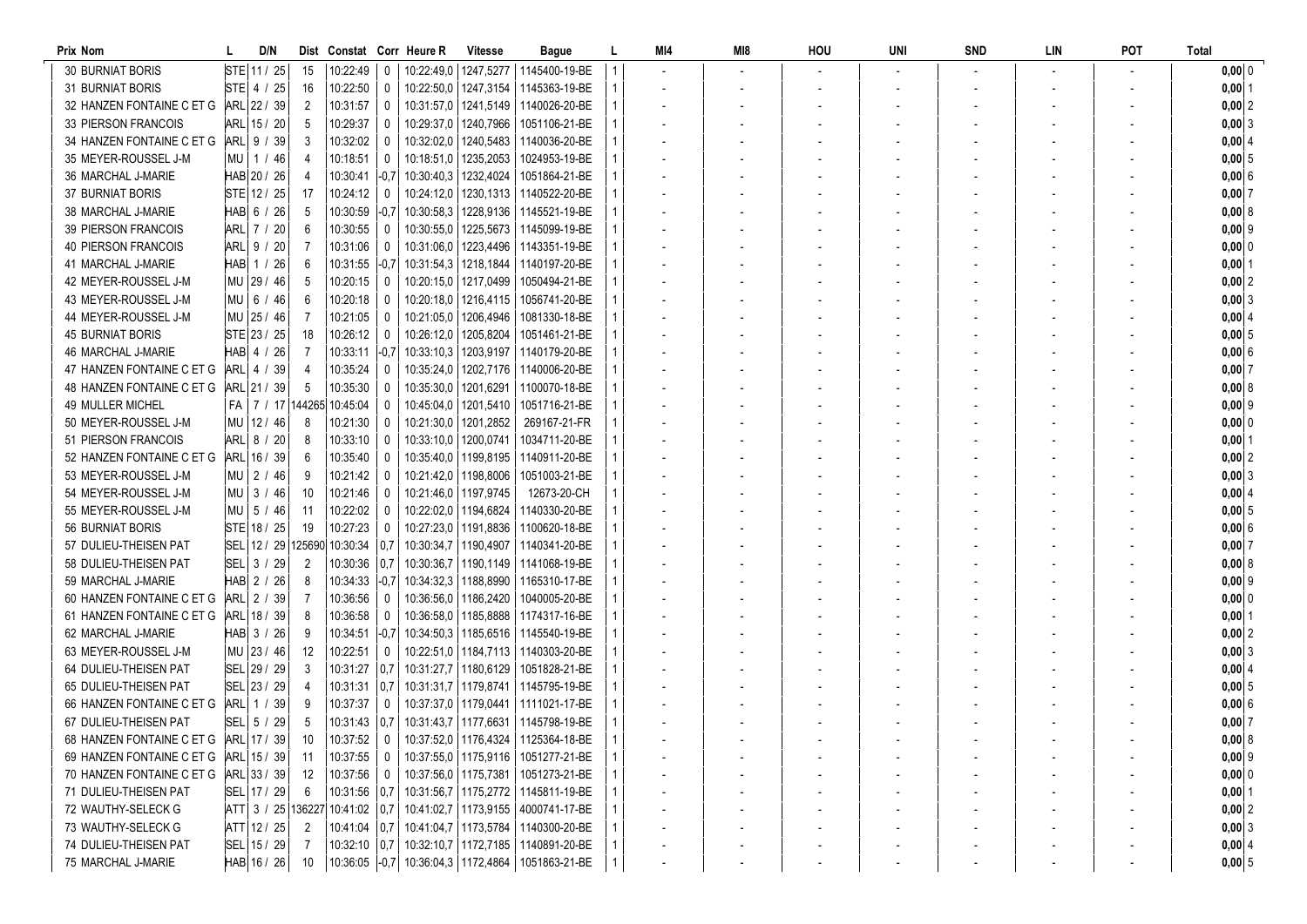| Prix | Nom | L | D/N | Dist | Constat | Corr | Heure R | Vitesse | Bague | L | MI4 | MI8 | HOU | UNI | SND | LIN | POT | Total | |
|---|---|---|---|---|---|---|---|---|---|---|---|---|---|---|---|---|---|---|---|
| 30 | BURNIAT BORIS | STE | 11 / 25 | 15 | 10:22:49 | 0 | 10:22:49,0 | 1247,5277 | 1145400-19-BE | 1 | - | - | - | - | - | - | - | 0,00 | 0 |
| 31 | BURNIAT BORIS | STE | 4 / 25 | 16 | 10:22:50 | 0 | 10:22:50,0 | 1247,3154 | 1145363-19-BE | 1 | - | - | - | - | - | - | - | 0,00 | 1 |
| 32 | HANZEN FONTAINE C ET G | ARL | 22 / 39 | 2 | 10:31:57 | 0 | 10:31:57,0 | 1241,5149 | 1140026-20-BE | 1 | - | - | - | - | - | - | - | 0,00 | 2 |
| 33 | PIERSON FRANCOIS | ARL | 15 / 20 | 5 | 10:29:37 | 0 | 10:29:37,0 | 1240,7966 | 1051106-21-BE | 1 | - | - | - | - | - | - | - | 0,00 | 3 |
| 34 | HANZEN FONTAINE C ET G | ARL | 9 / 39 | 3 | 10:32:02 | 0 | 10:32:02,0 | 1240,5483 | 1140036-20-BE | 1 | - | - | - | - | - | - | - | 0,00 | 4 |
| 35 | MEYER-ROUSSEL J-M | MU | 1 / 46 | 4 | 10:18:51 | 0 | 10:18:51,0 | 1235,2053 | 1024953-19-BE | 1 | - | - | - | - | - | - | - | 0,00 | 5 |
| 36 | MARCHAL J-MARIE | HAB | 20 / 26 | 4 | 10:30:41 | -0,7 | 10:30:40,3 | 1232,4024 | 1051864-21-BE | 1 | - | - | - | - | - | - | - | 0,00 | 6 |
| 37 | BURNIAT BORIS | STE | 12 / 25 | 17 | 10:24:12 | 0 | 10:24:12,0 | 1230,1313 | 1140522-20-BE | 1 | - | - | - | - | - | - | - | 0,00 | 7 |
| 38 | MARCHAL J-MARIE | HAB | 6 / 26 | 5 | 10:30:59 | -0,7 | 10:30:58,3 | 1228,9136 | 1145521-19-BE | 1 | - | - | - | - | - | - | - | 0,00 | 8 |
| 39 | PIERSON FRANCOIS | ARL | 7 / 20 | 6 | 10:30:55 | 0 | 10:30:55,0 | 1225,5673 | 1145099-19-BE | 1 | - | - | - | - | - | - | - | 0,00 | 9 |
| 40 | PIERSON FRANCOIS | ARL | 9 / 20 | 7 | 10:31:06 | 0 | 10:31:06,0 | 1223,4496 | 1143351-19-BE | 1 | - | - | - | - | - | - | - | 0,00 | 0 |
| 41 | MARCHAL J-MARIE | HAB | 1 / 26 | 6 | 10:31:55 | -0,7 | 10:31:54,3 | 1218,1844 | 1140197-20-BE | 1 | - | - | - | - | - | - | - | 0,00 | 1 |
| 42 | MEYER-ROUSSEL J-M | MU | 29 / 46 | 5 | 10:20:15 | 0 | 10:20:15,0 | 1217,0499 | 1050494-21-BE | 1 | - | - | - | - | - | - | - | 0,00 | 2 |
| 43 | MEYER-ROUSSEL J-M | MU | 6 / 46 | 6 | 10:20:18 | 0 | 10:20:18,0 | 1216,4115 | 1056741-20-BE | 1 | - | - | - | - | - | - | - | 0,00 | 3 |
| 44 | MEYER-ROUSSEL J-M | MU | 25 / 46 | 7 | 10:21:05 | 0 | 10:21:05,0 | 1206,4946 | 1081330-18-BE | 1 | - | - | - | - | - | - | - | 0,00 | 4 |
| 45 | BURNIAT BORIS | STE | 23 / 25 | 18 | 10:26:12 | 0 | 10:26:12,0 | 1205,8204 | 1051461-21-BE | 1 | - | - | - | - | - | - | - | 0,00 | 5 |
| 46 | MARCHAL J-MARIE | HAB | 4 / 26 | 7 | 10:33:11 | -0,7 | 10:33:10,3 | 1203,9197 | 1140179-20-BE | 1 | - | - | - | - | - | - | - | 0,00 | 6 |
| 47 | HANZEN FONTAINE C ET G | ARL | 4 / 39 | 4 | 10:35:24 | 0 | 10:35:24,0 | 1202,7176 | 1140006-20-BE | 1 | - | - | - | - | - | - | - | 0,00 | 7 |
| 48 | HANZEN FONTAINE C ET G | ARL | 21 / 39 | 5 | 10:35:30 | 0 | 10:35:30,0 | 1201,6291 | 1100070-18-BE | 1 | - | - | - | - | - | - | - | 0,00 | 8 |
| 49 | MULLER MICHEL | FA | 7 / 17 | 144265 | 10:45:04 | 0 | 10:45:04,0 | 1201,5410 | 1051716-21-BE | 1 | - | - | - | - | - | - | - | 0,00 | 9 |
| 50 | MEYER-ROUSSEL J-M | MU | 12 / 46 | 8 | 10:21:30 | 0 | 10:21:30,0 | 1201,2852 | 269167-21-FR | 1 | - | - | - | - | - | - | - | 0,00 | 0 |
| 51 | PIERSON FRANCOIS | ARL | 8 / 20 | 8 | 10:33:10 | 0 | 10:33:10,0 | 1200,0741 | 1034711-20-BE | 1 | - | - | - | - | - | - | - | 0,00 | 1 |
| 52 | HANZEN FONTAINE C ET G | ARL | 16 / 39 | 6 | 10:35:40 | 0 | 10:35:40,0 | 1199,8195 | 1140911-20-BE | 1 | - | - | - | - | - | - | - | 0,00 | 2 |
| 53 | MEYER-ROUSSEL J-M | MU | 2 / 46 | 9 | 10:21:42 | 0 | 10:21:42,0 | 1198,8006 | 1051003-21-BE | 1 | - | - | - | - | - | - | - | 0,00 | 3 |
| 54 | MEYER-ROUSSEL J-M | MU | 3 / 46 | 10 | 10:21:46 | 0 | 10:21:46,0 | 1197,9745 | 12673-20-CH | 1 | - | - | - | - | - | - | - | 0,00 | 4 |
| 55 | MEYER-ROUSSEL J-M | MU | 5 / 46 | 11 | 10:22:02 | 0 | 10:22:02,0 | 1194,6824 | 1140330-20-BE | 1 | - | - | - | - | - | - | - | 0,00 | 5 |
| 56 | BURNIAT BORIS | STE | 18 / 25 | 19 | 10:27:23 | 0 | 10:27:23,0 | 1191,8836 | 1100620-18-BE | 1 | - | - | - | - | - | - | - | 0,00 | 6 |
| 57 | DULIEU-THEISEN PAT | SEL | 12 / 29 | 125690 | 10:30:34 | 0,7 | 10:30:34,7 | 1190,4907 | 1140341-20-BE | 1 | - | - | - | - | - | - | - | 0,00 | 7 |
| 58 | DULIEU-THEISEN PAT | SEL | 3 / 29 | 2 | 10:30:36 | 0,7 | 10:30:36,7 | 1190,1149 | 1141068-19-BE | 1 | - | - | - | - | - | - | - | 0,00 | 8 |
| 59 | MARCHAL J-MARIE | HAB | 2 / 26 | 8 | 10:34:33 | -0,7 | 10:34:32,3 | 1188,8990 | 1165310-17-BE | 1 | - | - | - | - | - | - | - | 0,00 | 9 |
| 60 | HANZEN FONTAINE C ET G | ARL | 2 / 39 | 7 | 10:36:56 | 0 | 10:36:56,0 | 1186,2420 | 1040005-20-BE | 1 | - | - | - | - | - | - | - | 0,00 | 0 |
| 61 | HANZEN FONTAINE C ET G | ARL | 18 / 39 | 8 | 10:36:58 | 0 | 10:36:58,0 | 1185,8888 | 1174317-16-BE | 1 | - | - | - | - | - | - | - | 0,00 | 1 |
| 62 | MARCHAL J-MARIE | HAB | 3 / 26 | 9 | 10:34:51 | -0,7 | 10:34:50,3 | 1185,6516 | 1145540-19-BE | 1 | - | - | - | - | - | - | - | 0,00 | 2 |
| 63 | MEYER-ROUSSEL J-M | MU | 23 / 46 | 12 | 10:22:51 | 0 | 10:22:51,0 | 1184,7113 | 1140303-20-BE | 1 | - | - | - | - | - | - | - | 0,00 | 3 |
| 64 | DULIEU-THEISEN PAT | SEL | 29 / 29 | 3 | 10:31:27 | 0,7 | 10:31:27,7 | 1180,6129 | 1051828-21-BE | 1 | - | - | - | - | - | - | - | 0,00 | 4 |
| 65 | DULIEU-THEISEN PAT | SEL | 23 / 29 | 4 | 10:31:31 | 0,7 | 10:31:31,7 | 1179,8741 | 1145795-19-BE | 1 | - | - | - | - | - | - | - | 0,00 | 5 |
| 66 | HANZEN FONTAINE C ET G | ARL | 1 / 39 | 9 | 10:37:37 | 0 | 10:37:37,0 | 1179,0441 | 1111021-17-BE | 1 | - | - | - | - | - | - | - | 0,00 | 6 |
| 67 | DULIEU-THEISEN PAT | SEL | 5 / 29 | 5 | 10:31:43 | 0,7 | 10:31:43,7 | 1177,6631 | 1145798-19-BE | 1 | - | - | - | - | - | - | - | 0,00 | 7 |
| 68 | HANZEN FONTAINE C ET G | ARL | 17 / 39 | 10 | 10:37:52 | 0 | 10:37:52,0 | 1176,4324 | 1125364-18-BE | 1 | - | - | - | - | - | - | - | 0,00 | 8 |
| 69 | HANZEN FONTAINE C ET G | ARL | 15 / 39 | 11 | 10:37:55 | 0 | 10:37:55,0 | 1175,9116 | 1051277-21-BE | 1 | - | - | - | - | - | - | - | 0,00 | 9 |
| 70 | HANZEN FONTAINE C ET G | ARL | 33 / 39 | 12 | 10:37:56 | 0 | 10:37:56,0 | 1175,7381 | 1051273-21-BE | 1 | - | - | - | - | - | - | - | 0,00 | 0 |
| 71 | DULIEU-THEISEN PAT | SEL | 17 / 29 | 6 | 10:31:56 | 0,7 | 10:31:56,7 | 1175,2772 | 1145811-19-BE | 1 | - | - | - | - | - | - | - | 0,00 | 1 |
| 72 | WAUTHY-SELECK G | ATT | 3 / 25 | 136227 | 10:41:02 | 0,7 | 10:41:02,7 | 1173,9155 | 4000741-17-BE | 1 | - | - | - | - | - | - | - | 0,00 | 2 |
| 73 | WAUTHY-SELECK G | ATT | 12 / 25 | 2 | 10:41:04 | 0,7 | 10:41:04,7 | 1173,5784 | 1140300-20-BE | 1 | - | - | - | - | - | - | - | 0,00 | 3 |
| 74 | DULIEU-THEISEN PAT | SEL | 15 / 29 | 7 | 10:32:10 | 0,7 | 10:32:10,7 | 1172,7185 | 1140891-20-BE | 1 | - | - | - | - | - | - | - | 0,00 | 4 |
| 75 | MARCHAL J-MARIE | HAB | 16 / 26 | 10 | 10:36:05 | -0,7 | 10:36:04,3 | 1172,4864 | 1051863-21-BE | 1 | - | - | - | - | - | - | - | 0,00 | 5 |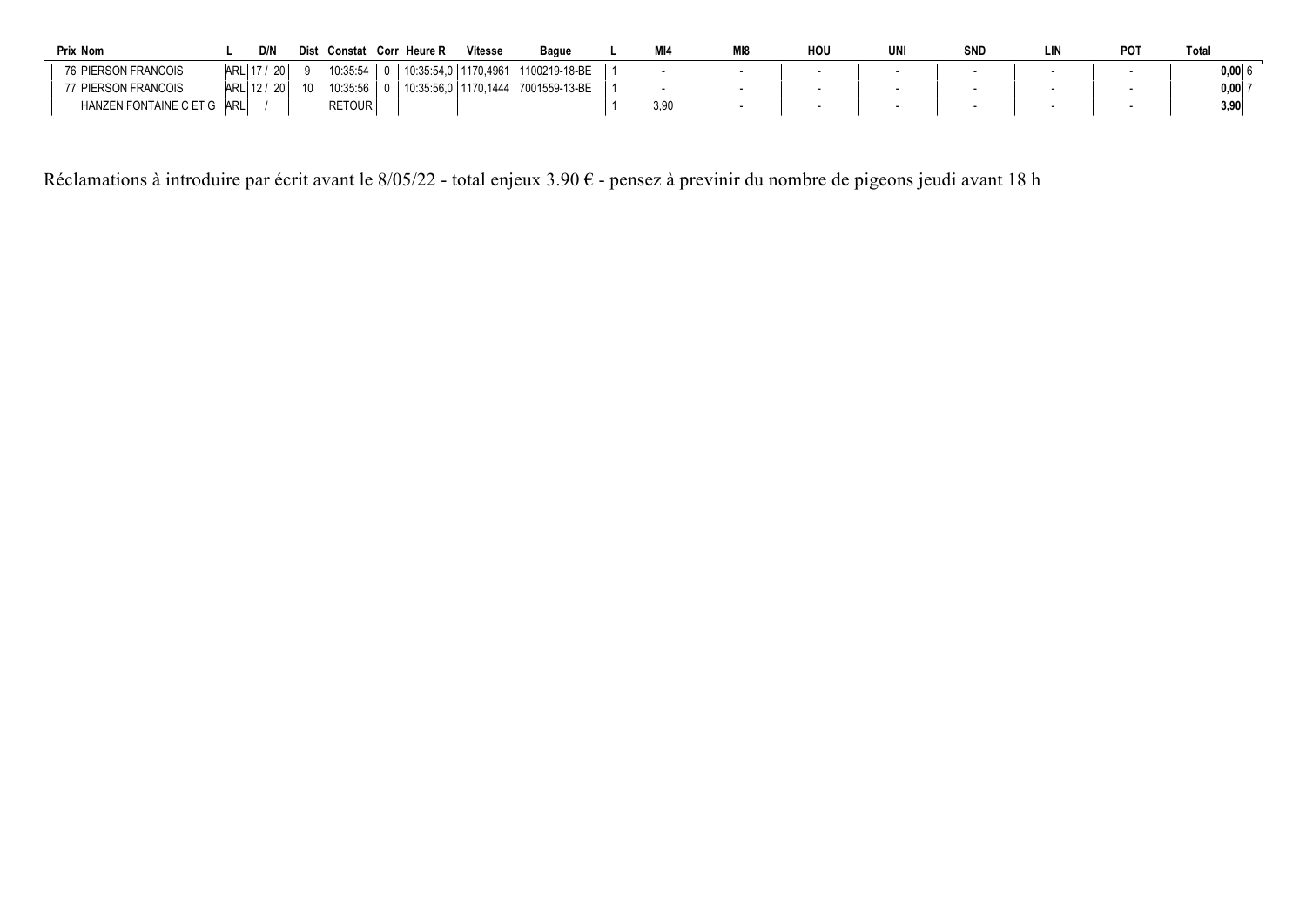| Prix | Nom | L | D/N | Dist | Constat | Corr | Heure R | Vitesse | Bague | L | MI4 | MI8 | HOU | UNI | SND | LIN | POT | Total | |
|---|---|---|---|---|---|---|---|---|---|---|---|---|---|---|---|---|---|---|---|
| 76 | PIERSON FRANCOIS | ARL | 17 / 20 | 9 | 10:35:54 | 0 | 10:35:54,0 | 1170,4961 | 1100219-18-BE | 1 | - | - | - | - | - | - | - | 0,00 | 6 |
| 77 | PIERSON FRANCOIS | ARL | 12 / 20 | 10 | 10:35:56 | 0 | 10:35:56,0 | 1170,1444 | 7001559-13-BE | 1 | - | - | - | - | - | - | - | 0,00 | 7 |
| | HANZEN FONTAINE C ET G | ARL | / | | RETOUR | | | | | 1 | 3,90 | - | - | - | - | - | - | 3,90 | |

Réclamations à introduire par écrit avant le 8/05/22 - total enjeux 3.90 € - pensez à previnir du nombre de pigeons jeudi avant 18 h